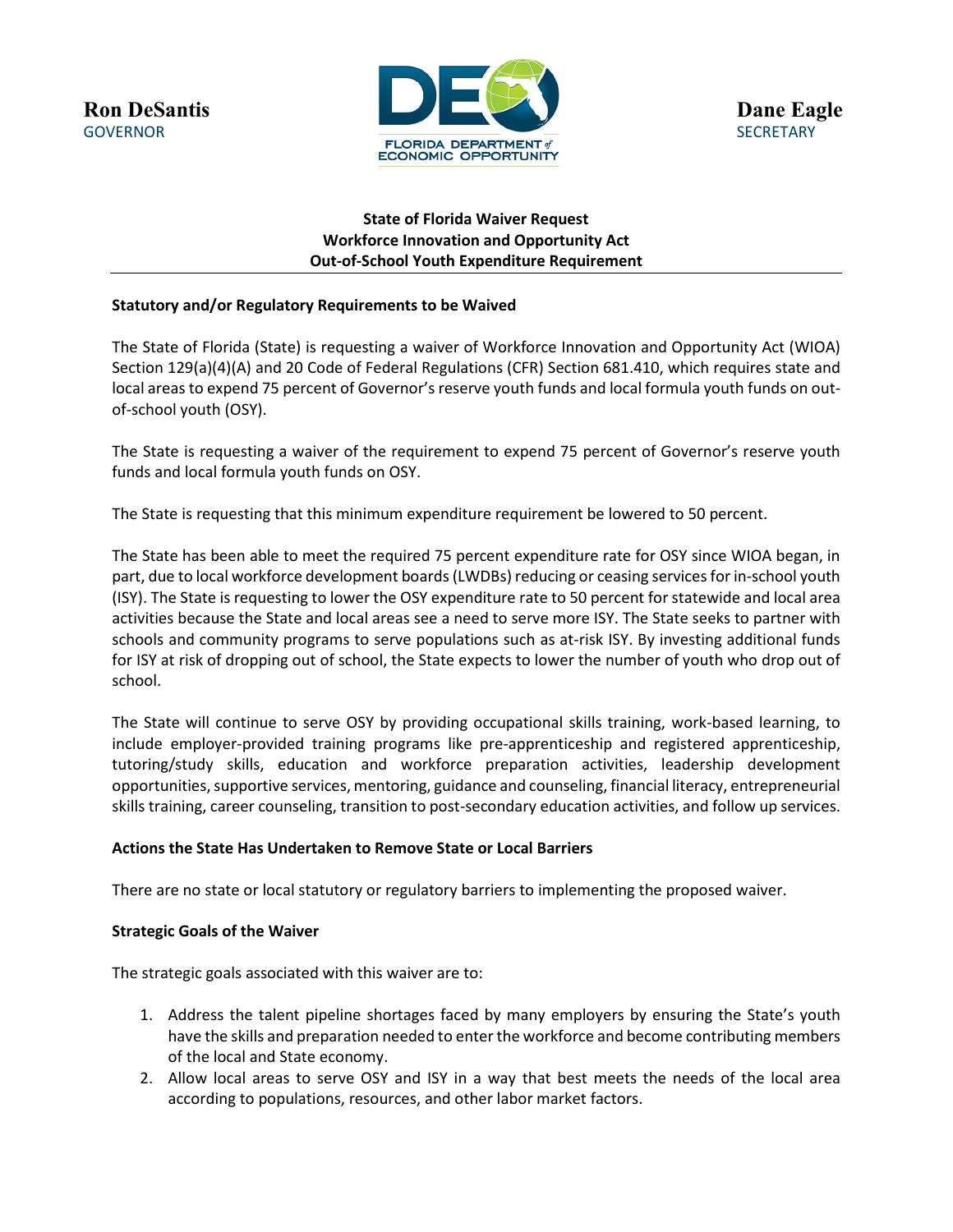**Ron DeSantis**
GOVERNOR

FLORIDA DEPARTMENT of ECONOMIC OPPORTUNITY

**Dane Eagle**
SECRETARY

# State of Florida Waiver Request
## Workforce Innovation and Opportunity Act
## Out-of-School Youth Expenditure Requirement

### Statutory and/or Regulatory Requirements to be Waived

The State of Florida (State) is requesting a waiver of Workforce Innovation and Opportunity Act (WIOA) Section 129(a)(4)(A) and 20 Code of Federal Regulations (CFR) Section 681.410, which requires state and local areas to expend 75 percent of Governor's reserve youth funds and local formula youth funds on out-of-school youth (OSY).

The State is requesting a waiver of the requirement to expend 75 percent of Governor's reserve youth funds and local formula youth funds on OSY.

The State is requesting that this minimum expenditure requirement be lowered to 50 percent.

The State has been able to meet the required 75 percent expenditure rate for OSY since WIOA began, in part, due to local workforce development boards (LWDBs) reducing or ceasing services for in-school youth (ISY). The State is requesting to lower the OSY expenditure rate to 50 percent for statewide and local area activities because the State and local areas see a need to serve more ISY. The State seeks to partner with schools and community programs to serve populations such as at-risk ISY. By investing additional funds for ISY at risk of dropping out of school, the State expects to lower the number of youth who drop out of school.

The State will continue to serve OSY by providing occupational skills training, work-based learning, to include employer-provided training programs like pre-apprenticeship and registered apprenticeship, tutoring/study skills, education and workforce preparation activities, leadership development opportunities, supportive services, mentoring, guidance and counseling, financial literacy, entrepreneurial skills training, career counseling, transition to post-secondary education activities, and follow up services.

### Actions the State Has Undertaken to Remove State or Local Barriers

There are no state or local statutory or regulatory barriers to implementing the proposed waiver.

### Strategic Goals of the Waiver

The strategic goals associated with this waiver are to:

1. Address the talent pipeline shortages faced by many employers by ensuring the State's youth have the skills and preparation needed to enter the workforce and become contributing members of the local and State economy.
2. Allow local areas to serve OSY and ISY in a way that best meets the needs of the local area according to populations, resources, and other labor market factors.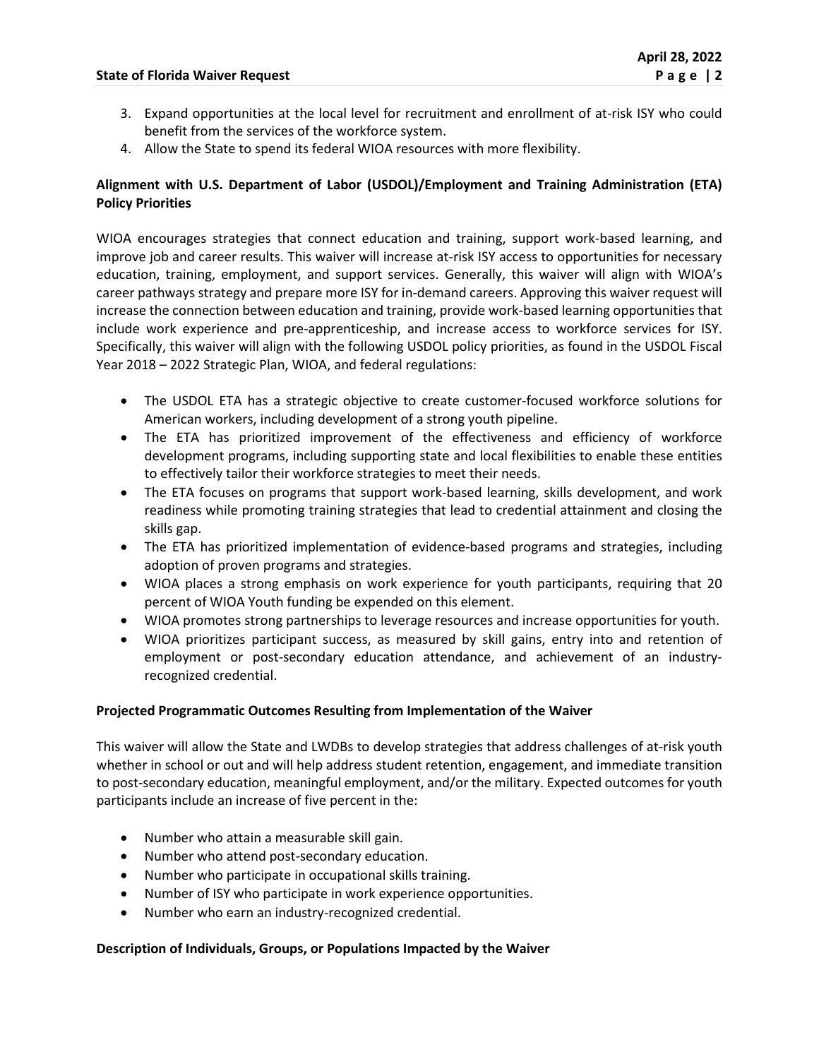3. Expand opportunities at the local level for recruitment and enrollment of at-risk ISY who could benefit from the services of the workforce system.
4. Allow the State to spend its federal WIOA resources with more flexibility.

**Alignment with U.S. Department of Labor (USDOL)/Employment and Training Administration (ETA) Policy Priorities**

WIOA encourages strategies that connect education and training, support work-based learning, and improve job and career results. This waiver will increase at-risk ISY access to opportunities for necessary education, training, employment, and support services. Generally, this waiver will align with WIOA's career pathways strategy and prepare more ISY for in-demand careers. Approving this waiver request will increase the connection between education and training, provide work-based learning opportunities that include work experience and pre-apprenticeship, and increase access to workforce services for ISY. Specifically, this waiver will align with the following USDOL policy priorities, as found in the USDOL Fiscal Year 2018 – 2022 Strategic Plan, WIOA, and federal regulations:

- The USDOL ETA has a strategic objective to create customer-focused workforce solutions for American workers, including development of a strong youth pipeline.
- The ETA has prioritized improvement of the effectiveness and efficiency of workforce development programs, including supporting state and local flexibilities to enable these entities to effectively tailor their workforce strategies to meet their needs.
- The ETA focuses on programs that support work-based learning, skills development, and work readiness while promoting training strategies that lead to credential attainment and closing the skills gap.
- The ETA has prioritized implementation of evidence-based programs and strategies, including adoption of proven programs and strategies.
- WIOA places a strong emphasis on work experience for youth participants, requiring that 20 percent of WIOA Youth funding be expended on this element.
- WIOA promotes strong partnerships to leverage resources and increase opportunities for youth.
- WIOA prioritizes participant success, as measured by skill gains, entry into and retention of employment or post-secondary education attendance, and achievement of an industry-recognized credential.

**Projected Programmatic Outcomes Resulting from Implementation of the Waiver**

This waiver will allow the State and LWDBs to develop strategies that address challenges of at-risk youth whether in school or out and will help address student retention, engagement, and immediate transition to post-secondary education, meaningful employment, and/or the military. Expected outcomes for youth participants include an increase of five percent in the:

- Number who attain a measurable skill gain.
- Number who attend post-secondary education.
- Number who participate in occupational skills training.
- Number of ISY who participate in work experience opportunities.
- Number who earn an industry-recognized credential.

**Description of Individuals, Groups, or Populations Impacted by the Waiver**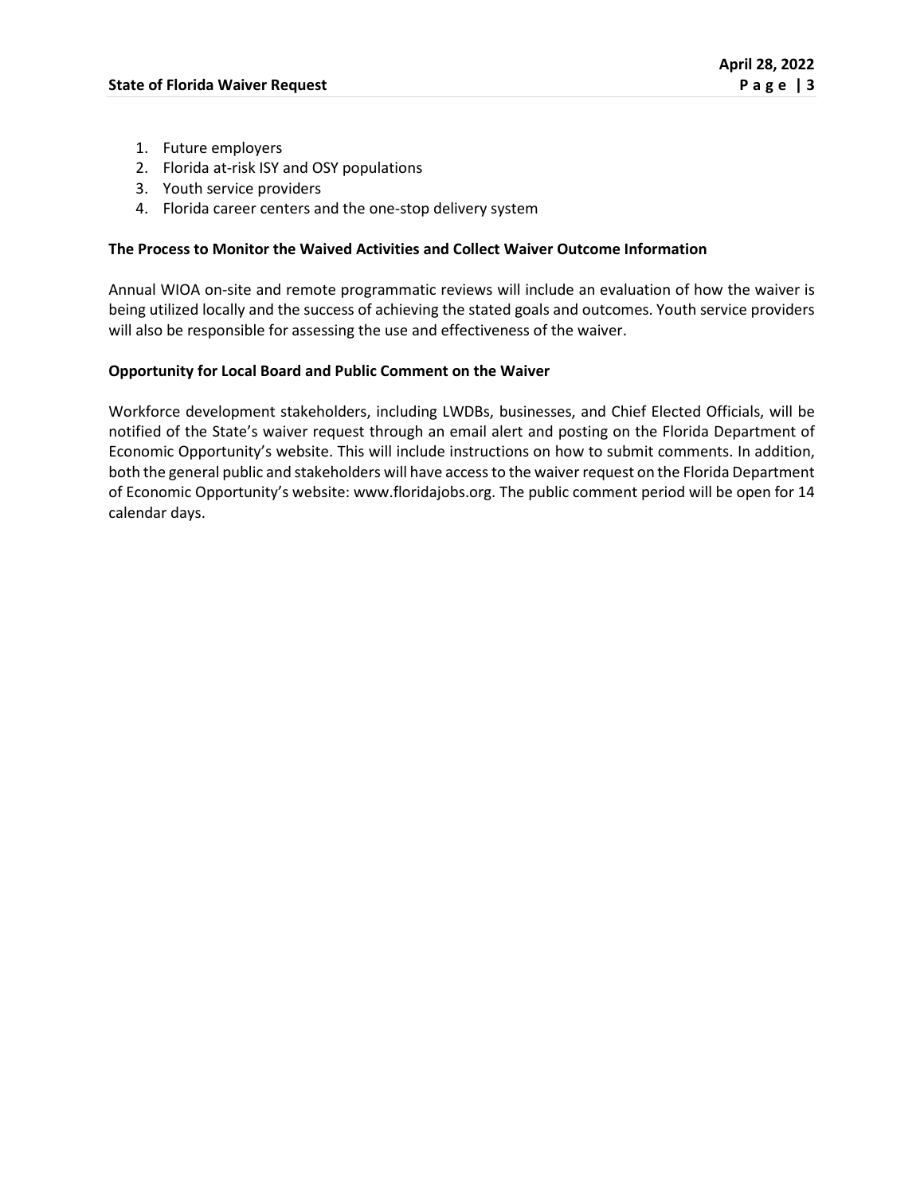1. Future employers
2. Florida at-risk ISY and OSY populations
3. Youth service providers
4. Florida career centers and the one-stop delivery system

**The Process to Monitor the Waived Activities and Collect Waiver Outcome Information**

Annual WIOA on-site and remote programmatic reviews will include an evaluation of how the waiver is being utilized locally and the success of achieving the stated goals and outcomes. Youth service providers will also be responsible for assessing the use and effectiveness of the waiver.

**Opportunity for Local Board and Public Comment on the Waiver**

Workforce development stakeholders, including LWDBs, businesses, and Chief Elected Officials, will be notified of the State's waiver request through an email alert and posting on the Florida Department of Economic Opportunity's website. This will include instructions on how to submit comments. In addition, both the general public and stakeholders will have access to the waiver request on the Florida Department of Economic Opportunity's website: www.floridajobs.org. The public comment period will be open for 14 calendar days.